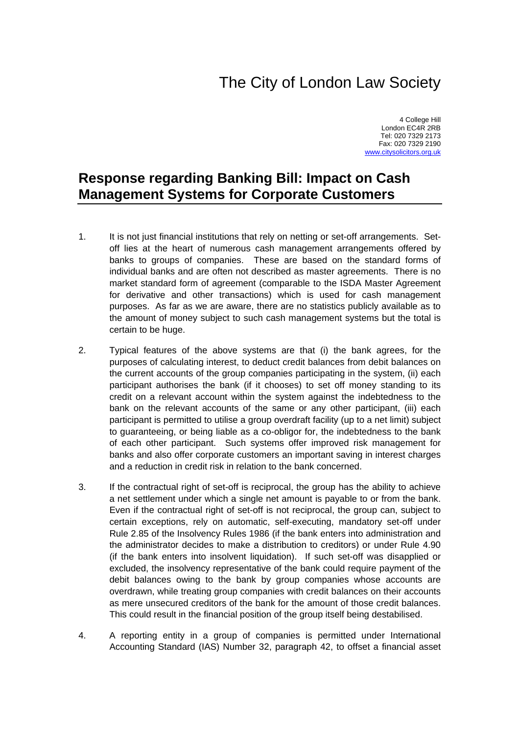# The City of London Law Society

4 College Hill
London EC4R 2RB
Tel: 020 7329 2173
Fax: 020 7329 2190
www.citysolicitors.org.uk

## Response regarding Banking Bill: Impact on Cash Management Systems for Corporate Customers

1. It is not just financial institutions that rely on netting or set-off arrangements. Set-off lies at the heart of numerous cash management arrangements offered by banks to groups of companies. These are based on the standard forms of individual banks and are often not described as master agreements. There is no market standard form of agreement (comparable to the ISDA Master Agreement for derivative and other transactions) which is used for cash management purposes. As far as we are aware, there are no statistics publicly available as to the amount of money subject to such cash management systems but the total is certain to be huge.

2. Typical features of the above systems are that (i) the bank agrees, for the purposes of calculating interest, to deduct credit balances from debit balances on the current accounts of the group companies participating in the system, (ii) each participant authorises the bank (if it chooses) to set off money standing to its credit on a relevant account within the system against the indebtedness to the bank on the relevant accounts of the same or any other participant, (iii) each participant is permitted to utilise a group overdraft facility (up to a net limit) subject to guaranteeing, or being liable as a co-obligor for, the indebtedness to the bank of each other participant. Such systems offer improved risk management for banks and also offer corporate customers an important saving in interest charges and a reduction in credit risk in relation to the bank concerned.

3. If the contractual right of set-off is reciprocal, the group has the ability to achieve a net settlement under which a single net amount is payable to or from the bank. Even if the contractual right of set-off is not reciprocal, the group can, subject to certain exceptions, rely on automatic, self-executing, mandatory set-off under Rule 2.85 of the Insolvency Rules 1986 (if the bank enters into administration and the administrator decides to make a distribution to creditors) or under Rule 4.90 (if the bank enters into insolvent liquidation). If such set-off was disapplied or excluded, the insolvency representative of the bank could require payment of the debit balances owing to the bank by group companies whose accounts are overdrawn, while treating group companies with credit balances on their accounts as mere unsecured creditors of the bank for the amount of those credit balances. This could result in the financial position of the group itself being destabilised.

4. A reporting entity in a group of companies is permitted under International Accounting Standard (IAS) Number 32, paragraph 42, to offset a financial asset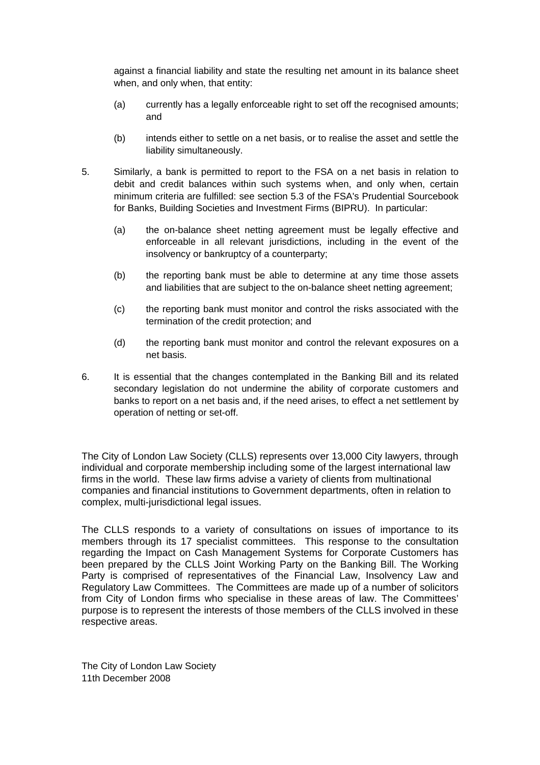against a financial liability and state the resulting net amount in its balance sheet when, and only when, that entity:

(a) currently has a legally enforceable right to set off the recognised amounts; and

(b) intends either to settle on a net basis, or to realise the asset and settle the liability simultaneously.

5. Similarly, a bank is permitted to report to the FSA on a net basis in relation to debit and credit balances within such systems when, and only when, certain minimum criteria are fulfilled: see section 5.3 of the FSA's Prudential Sourcebook for Banks, Building Societies and Investment Firms (BIPRU). In particular:

   (a) the on-balance sheet netting agreement must be legally effective and enforceable in all relevant jurisdictions, including in the event of the insolvency or bankruptcy of a counterparty;

   (b) the reporting bank must be able to determine at any time those assets and liabilities that are subject to the on-balance sheet netting agreement;

   (c) the reporting bank must monitor and control the risks associated with the termination of the credit protection; and

   (d) the reporting bank must monitor and control the relevant exposures on a net basis.

6. It is essential that the changes contemplated in the Banking Bill and its related secondary legislation do not undermine the ability of corporate customers and banks to report on a net basis and, if the need arises, to effect a net settlement by operation of netting or set-off.

The City of London Law Society (CLLS) represents over 13,000 City lawyers, through individual and corporate membership including some of the largest international law firms in the world. These law firms advise a variety of clients from multinational companies and financial institutions to Government departments, often in relation to complex, multi-jurisdictional legal issues.

The CLLS responds to a variety of consultations on issues of importance to its members through its 17 specialist committees. This response to the consultation regarding the Impact on Cash Management Systems for Corporate Customers has been prepared by the CLLS Joint Working Party on the Banking Bill. The Working Party is comprised of representatives of the Financial Law, Insolvency Law and Regulatory Law Committees. The Committees are made up of a number of solicitors from City of London firms who specialise in these areas of law. The Committees' purpose is to represent the interests of those members of the CLLS involved in these respective areas.

The City of London Law Society
11th December 2008